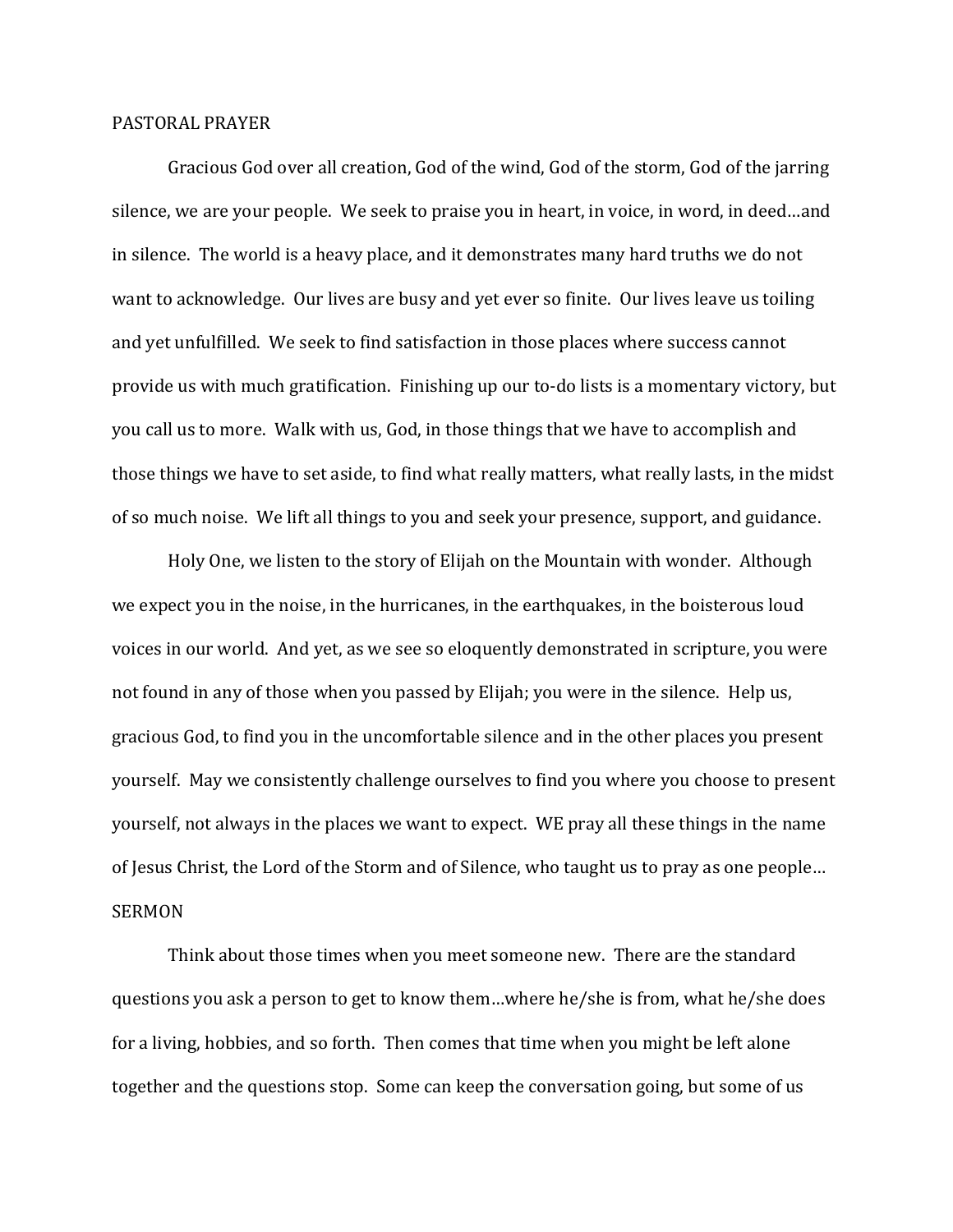PASTORAL PRAYER

Gracious God over all creation, God of the wind, God of the storm, God of the jarring silence, we are your people. We seek to praise you in heart, in voice, in word, in deed…and in silence. The world is a heavy place, and it demonstrates many hard truths we do not want to acknowledge. Our lives are busy and yet ever so finite. Our lives leave us toiling and yet unfulfilled. We seek to find satisfaction in those places where success cannot provide us with much gratification. Finishing up our to-do lists is a momentary victory, but you call us to more. Walk with us, God, in those things that we have to accomplish and those things we have to set aside, to find what really matters, what really lasts, in the midst of so much noise. We lift all things to you and seek your presence, support, and guidance.

Holy One, we listen to the story of Elijah on the Mountain with wonder. Although we expect you in the noise, in the hurricanes, in the earthquakes, in the boisterous loud voices in our world. And yet, as we see so eloquently demonstrated in scripture, you were not found in any of those when you passed by Elijah; you were in the silence. Help us, gracious God, to find you in the uncomfortable silence and in the other places you present yourself. May we consistently challenge ourselves to find you where you choose to present yourself, not always in the places we want to expect. WE pray all these things in the name of Jesus Christ, the Lord of the Storm and of Silence, who taught us to pray as one people…

SERMON

Think about those times when you meet someone new. There are the standard questions you ask a person to get to know them…where he/she is from, what he/she does for a living, hobbies, and so forth. Then comes that time when you might be left alone together and the questions stop. Some can keep the conversation going, but some of us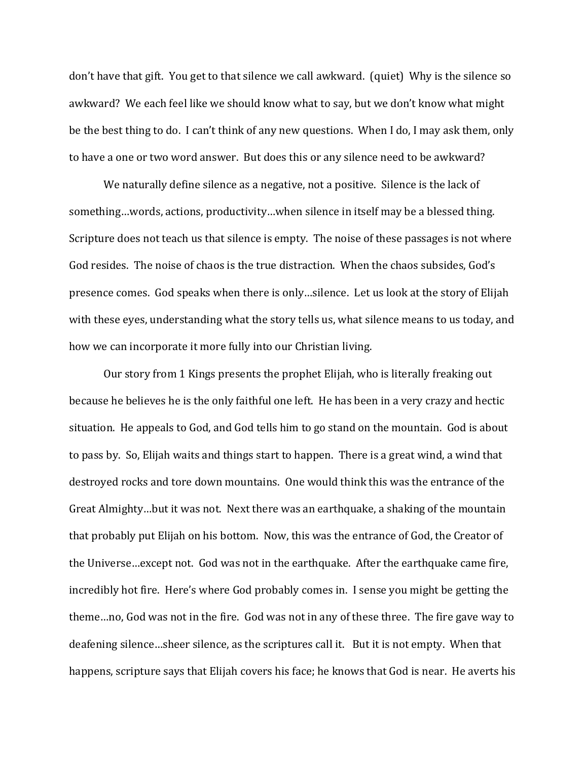don't have that gift. You get to that silence we call awkward. (quiet) Why is the silence so awkward? We each feel like we should know what to say, but we don't know what might be the best thing to do. I can't think of any new questions. When I do, I may ask them, only to have a one or two word answer. But does this or any silence need to be awkward?

We naturally define silence as a negative, not a positive. Silence is the lack of something…words, actions, productivity…when silence in itself may be a blessed thing. Scripture does not teach us that silence is empty. The noise of these passages is not where God resides. The noise of chaos is the true distraction. When the chaos subsides, God's presence comes. God speaks when there is only…silence. Let us look at the story of Elijah with these eyes, understanding what the story tells us, what silence means to us today, and how we can incorporate it more fully into our Christian living.

Our story from 1 Kings presents the prophet Elijah, who is literally freaking out because he believes he is the only faithful one left. He has been in a very crazy and hectic situation. He appeals to God, and God tells him to go stand on the mountain. God is about to pass by. So, Elijah waits and things start to happen. There is a great wind, a wind that destroyed rocks and tore down mountains. One would think this was the entrance of the Great Almighty…but it was not. Next there was an earthquake, a shaking of the mountain that probably put Elijah on his bottom. Now, this was the entrance of God, the Creator of the Universe…except not. God was not in the earthquake. After the earthquake came fire, incredibly hot fire. Here's where God probably comes in. I sense you might be getting the theme…no, God was not in the fire. God was not in any of these three. The fire gave way to deafening silence…sheer silence, as the scriptures call it. But it is not empty. When that happens, scripture says that Elijah covers his face; he knows that God is near. He averts his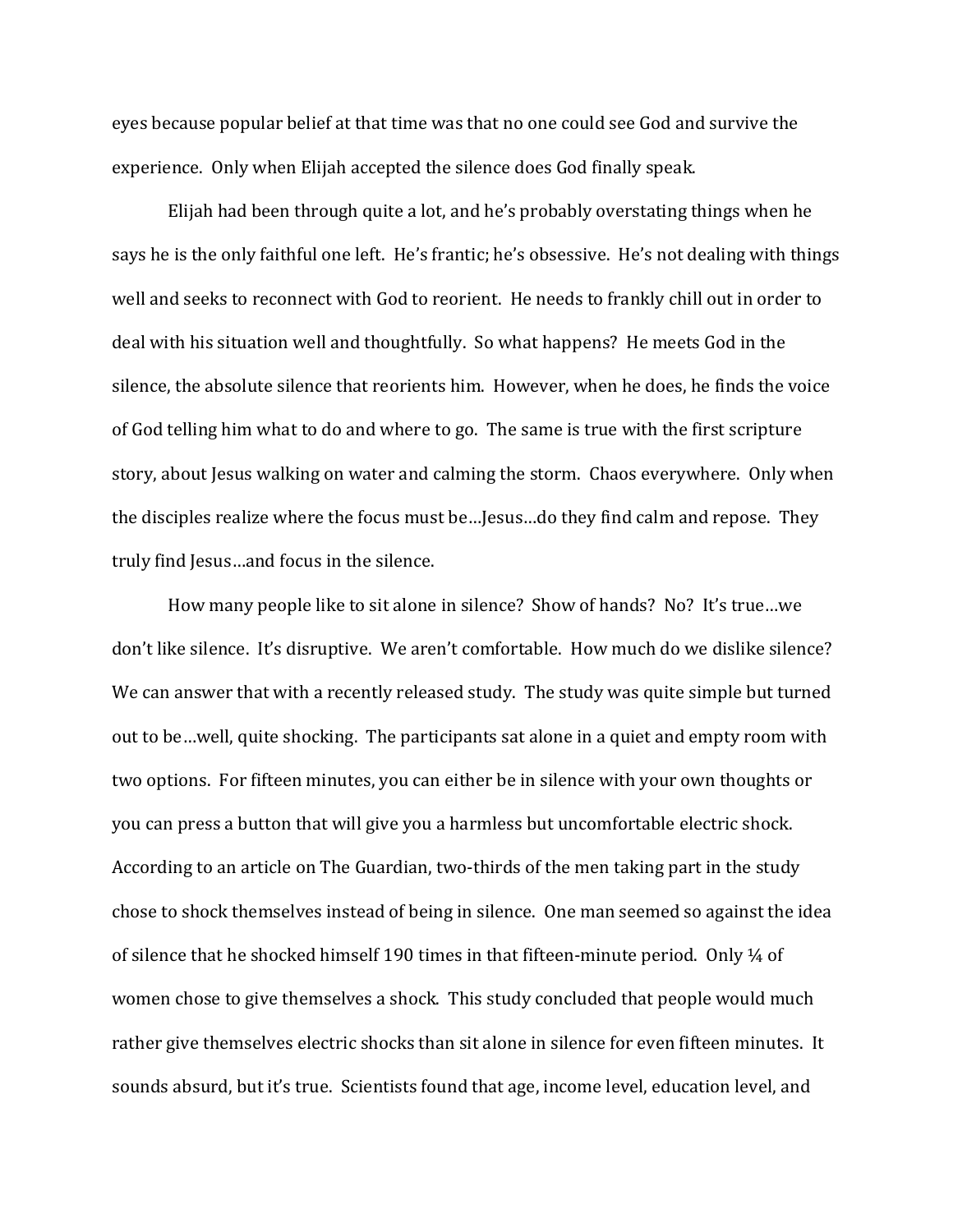eyes because popular belief at that time was that no one could see God and survive the experience. Only when Elijah accepted the silence does God finally speak.

Elijah had been through quite a lot, and he's probably overstating things when he says he is the only faithful one left. He's frantic; he's obsessive. He's not dealing with things well and seeks to reconnect with God to reorient. He needs to frankly chill out in order to deal with his situation well and thoughtfully. So what happens? He meets God in the silence, the absolute silence that reorients him. However, when he does, he finds the voice of God telling him what to do and where to go. The same is true with the first scripture story, about Jesus walking on water and calming the storm. Chaos everywhere. Only when the disciples realize where the focus must be…Jesus…do they find calm and repose. They truly find Jesus…and focus in the silence.

How many people like to sit alone in silence? Show of hands? No? It's true…we don't like silence. It's disruptive. We aren't comfortable. How much do we dislike silence? We can answer that with a recently released study. The study was quite simple but turned out to be…well, quite shocking. The participants sat alone in a quiet and empty room with two options. For fifteen minutes, you can either be in silence with your own thoughts or you can press a button that will give you a harmless but uncomfortable electric shock. According to an article on The Guardian, two-thirds of the men taking part in the study chose to shock themselves instead of being in silence. One man seemed so against the idea of silence that he shocked himself 190 times in that fifteen-minute period. Only ¼ of women chose to give themselves a shock. This study concluded that people would much rather give themselves electric shocks than sit alone in silence for even fifteen minutes. It sounds absurd, but it's true. Scientists found that age, income level, education level, and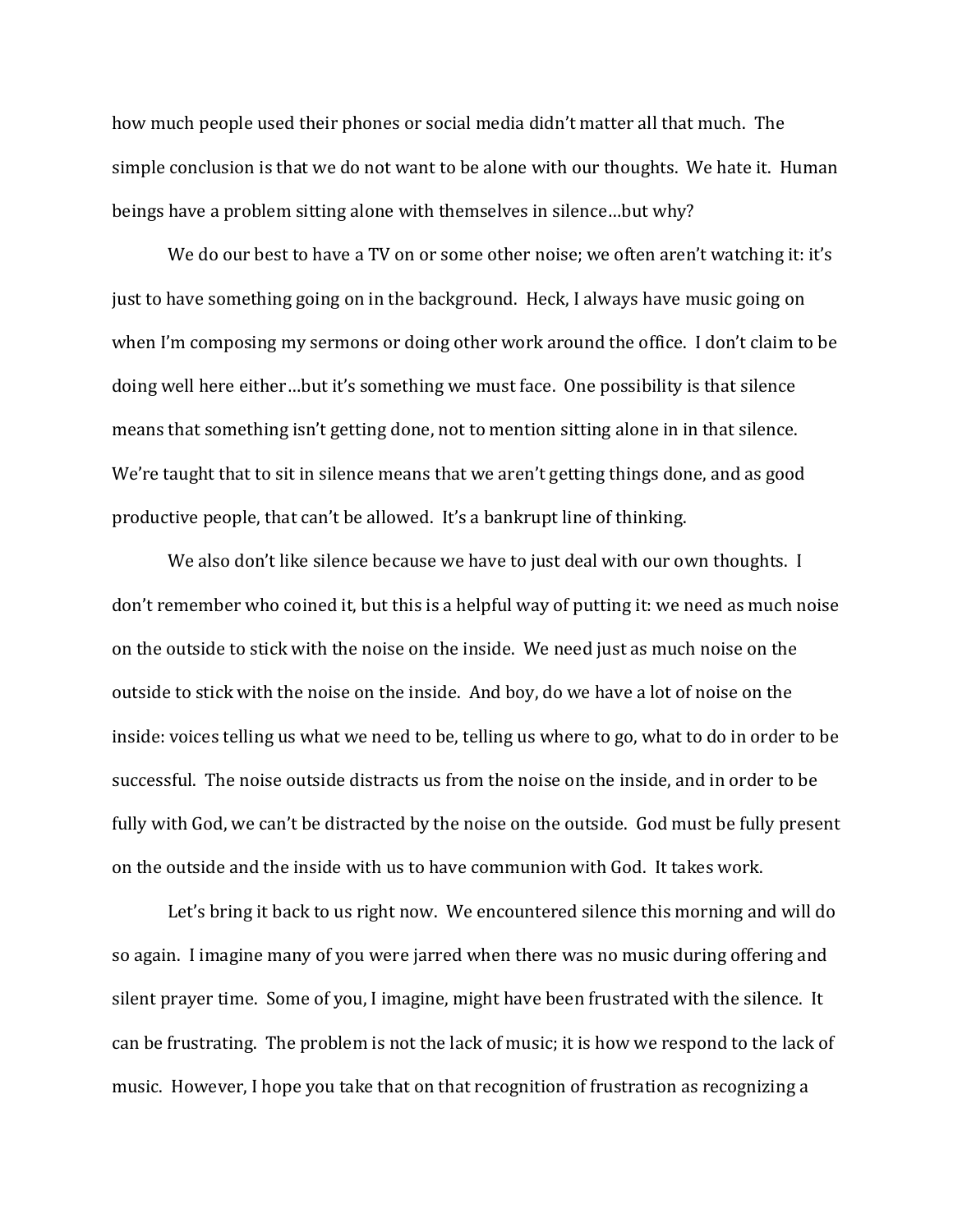how much people used their phones or social media didn't matter all that much. The simple conclusion is that we do not want to be alone with our thoughts. We hate it. Human beings have a problem sitting alone with themselves in silence…but why?

We do our best to have a TV on or some other noise; we often aren't watching it: it's just to have something going on in the background. Heck, I always have music going on when I'm composing my sermons or doing other work around the office. I don't claim to be doing well here either…but it's something we must face. One possibility is that silence means that something isn't getting done, not to mention sitting alone in in that silence. We're taught that to sit in silence means that we aren't getting things done, and as good productive people, that can't be allowed. It's a bankrupt line of thinking.

We also don't like silence because we have to just deal with our own thoughts. I don't remember who coined it, but this is a helpful way of putting it: we need as much noise on the outside to stick with the noise on the inside. We need just as much noise on the outside to stick with the noise on the inside. And boy, do we have a lot of noise on the inside: voices telling us what we need to be, telling us where to go, what to do in order to be successful. The noise outside distracts us from the noise on the inside, and in order to be fully with God, we can't be distracted by the noise on the outside. God must be fully present on the outside and the inside with us to have communion with God. It takes work.

Let's bring it back to us right now. We encountered silence this morning and will do so again. I imagine many of you were jarred when there was no music during offering and silent prayer time. Some of you, I imagine, might have been frustrated with the silence. It can be frustrating. The problem is not the lack of music; it is how we respond to the lack of music. However, I hope you take that on that recognition of frustration as recognizing a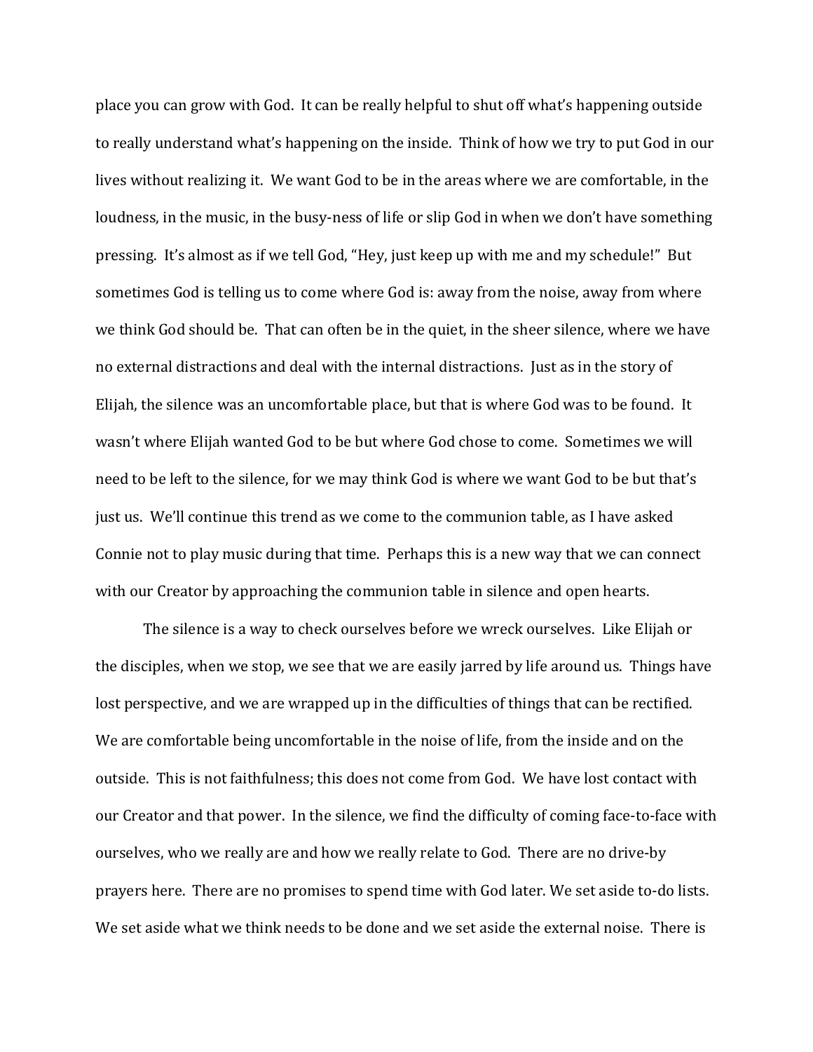place you can grow with God. It can be really helpful to shut off what's happening outside to really understand what's happening on the inside. Think of how we try to put God in our lives without realizing it. We want God to be in the areas where we are comfortable, in the loudness, in the music, in the busy-ness of life or slip God in when we don't have something pressing. It's almost as if we tell God, "Hey, just keep up with me and my schedule!" But sometimes God is telling us to come where God is: away from the noise, away from where we think God should be. That can often be in the quiet, in the sheer silence, where we have no external distractions and deal with the internal distractions. Just as in the story of Elijah, the silence was an uncomfortable place, but that is where God was to be found. It wasn't where Elijah wanted God to be but where God chose to come. Sometimes we will need to be left to the silence, for we may think God is where we want God to be but that's just us. We'll continue this trend as we come to the communion table, as I have asked Connie not to play music during that time. Perhaps this is a new way that we can connect with our Creator by approaching the communion table in silence and open hearts.

The silence is a way to check ourselves before we wreck ourselves. Like Elijah or the disciples, when we stop, we see that we are easily jarred by life around us. Things have lost perspective, and we are wrapped up in the difficulties of things that can be rectified. We are comfortable being uncomfortable in the noise of life, from the inside and on the outside. This is not faithfulness; this does not come from God. We have lost contact with our Creator and that power. In the silence, we find the difficulty of coming face-to-face with ourselves, who we really are and how we really relate to God. There are no drive-by prayers here. There are no promises to spend time with God later. We set aside to-do lists. We set aside what we think needs to be done and we set aside the external noise. There is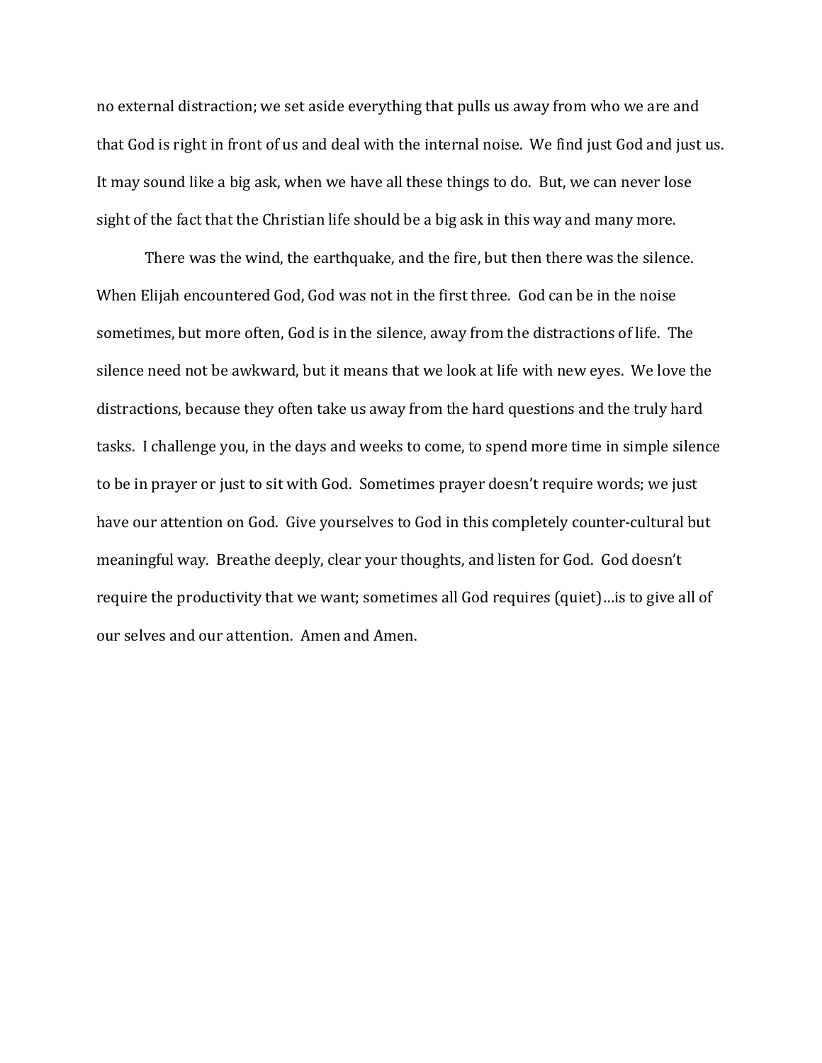no external distraction; we set aside everything that pulls us away from who we are and that God is right in front of us and deal with the internal noise. We find just God and just us. It may sound like a big ask, when we have all these things to do. But, we can never lose sight of the fact that the Christian life should be a big ask in this way and many more.

There was the wind, the earthquake, and the fire, but then there was the silence. When Elijah encountered God, God was not in the first three. God can be in the noise sometimes, but more often, God is in the silence, away from the distractions of life. The silence need not be awkward, but it means that we look at life with new eyes. We love the distractions, because they often take us away from the hard questions and the truly hard tasks. I challenge you, in the days and weeks to come, to spend more time in simple silence to be in prayer or just to sit with God. Sometimes prayer doesn't require words; we just have our attention on God. Give yourselves to God in this completely counter-cultural but meaningful way. Breathe deeply, clear your thoughts, and listen for God. God doesn't require the productivity that we want; sometimes all God requires (quiet)…is to give all of our selves and our attention. Amen and Amen.